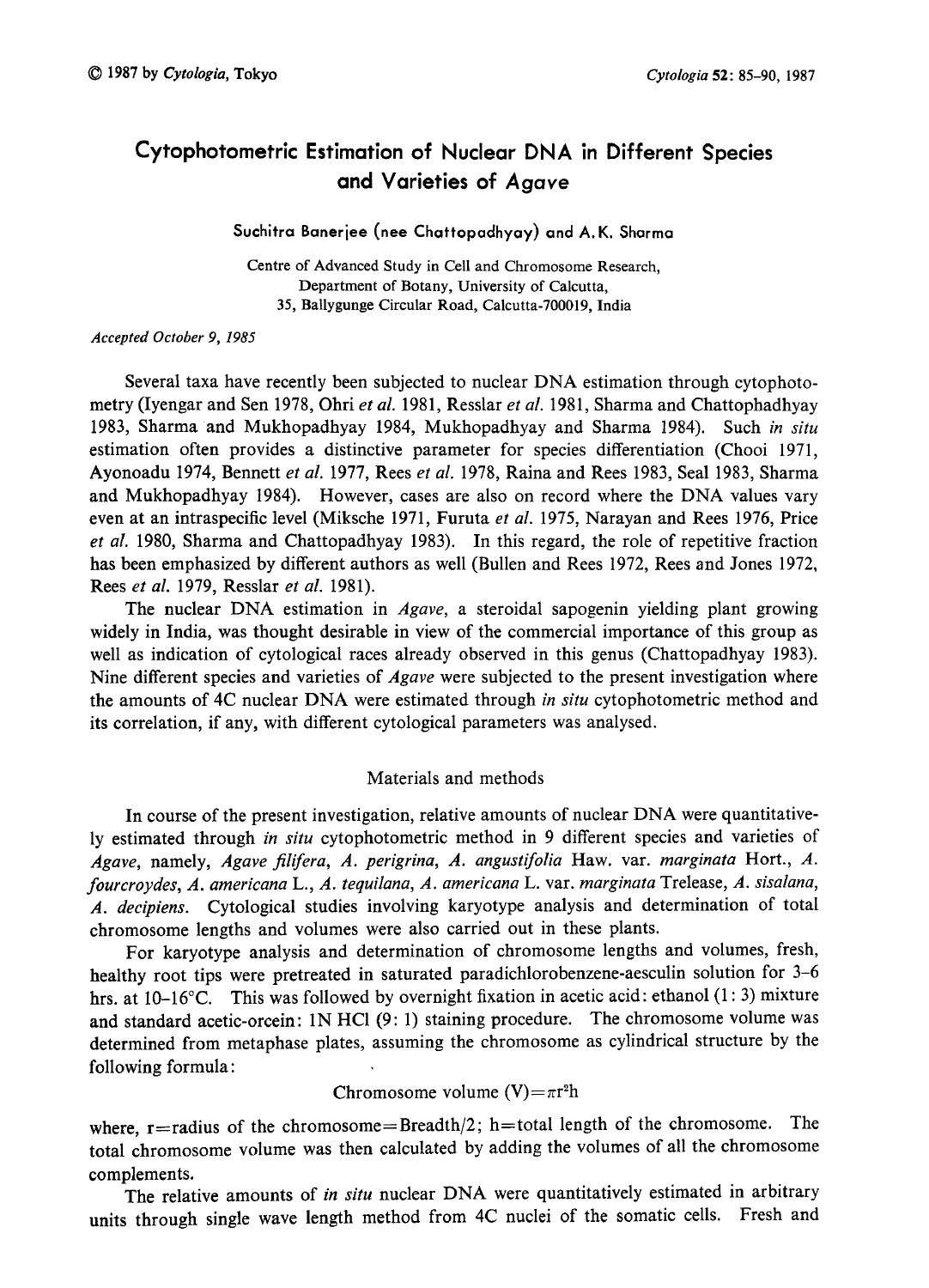# Cytophotometric Estimation of Nuclear DNA in Different Species and Varieties of *Agave*

Suchitra Banerjee (nee Chattopadhyay) and A. K. Sharma

Centre of Advanced Study in Cell and Chromosome Research, Department of Botany, University of Calcutta, 35, Ballygunge Circular Road, Calcutta-700019, India

*Accepted October 9, 1985*

Several taxa have recently been subjected to nuclear DNA estimation through cytophotometry (Iyengar and Sen 1978, Ohri *et al.* 1981, Resslar *et al.* 1981, Sharma and Chattophadhyay 1983, Sharma and Mukhopadhyay 1984, Mukhopadhyay and Sharma 1984). Such *in situ* estimation often provides a distinctive parameter for species differentiation (Chooi 1971, Ayonoadu 1974, Bennett *et al.* 1977, Rees *et al.* 1978, Raina and Rees 1983, Seal 1983, Sharma and Mukhopadhyay 1984). However, cases are also on record where the DNA values vary even at an intraspecific level (Miksche 1971, Furuta *et al.* 1975, Narayan and Rees 1976, Price *et al.* 1980, Sharma and Chattopadhyay 1983). In this regard, the role of repetitive fraction has been emphasized by different authors as well (Bullen and Rees 1972, Rees and Jones 1972, Rees *et al.* 1979, Resslar *et al.* 1981).

The nuclear DNA estimation in *Agave*, a steroidal sapogenin yielding plant growing widely in India, was thought desirable in view of the commercial importance of this group as well as indication of cytological races already observed in this genus (Chattopadhyay 1983). Nine different species and varieties of *Agave* were subjected to the present investigation where the amounts of 4C nuclear DNA were estimated through *in situ* cytophotometric method and its correlation, if any, with different cytological parameters was analysed.

## Materials and methods

In course of the present investigation, relative amounts of nuclear DNA were quantitatively estimated through *in situ* cytophotometric method in 9 different species and varieties of *Agave*, namely, *Agave filifera*, *A. perigrina*, *A. angustifolia* Haw. var. *marginata* Hort., *A. fourcroydes*, *A. americana* L., *A. tequilana*, *A. americana* L. var. *marginata* Trelease, *A. sisalana*, *A. decipiens*. Cytological studies involving karyotype analysis and determination of total chromosome lengths and volumes were also carried out in these plants.

For karyotype analysis and determination of chromosome lengths and volumes, fresh, healthy root tips were pretreated in saturated paradichlorobenzene-aesculin solution for 3–6 hrs. at 10–16°C. This was followed by overnight fixation in acetic acid: ethanol (1 : 3) mixture and standard acetic-orcein: 1N HCl (9 : 1) staining procedure. The chromosome volume was determined from metaphase plates, assuming the chromosome as cylindrical structure by the following formula:

$$\text{Chromosome volume } (V)=\pi r^2 h$$

where, r=radius of the chromosome=Breadth/2; h=total length of the chromosome. The total chromosome volume was then calculated by adding the volumes of all the chromosome complements.

The relative amounts of *in situ* nuclear DNA were quantitatively estimated in arbitrary units through single wave length method from 4C nuclei of the somatic cells. Fresh and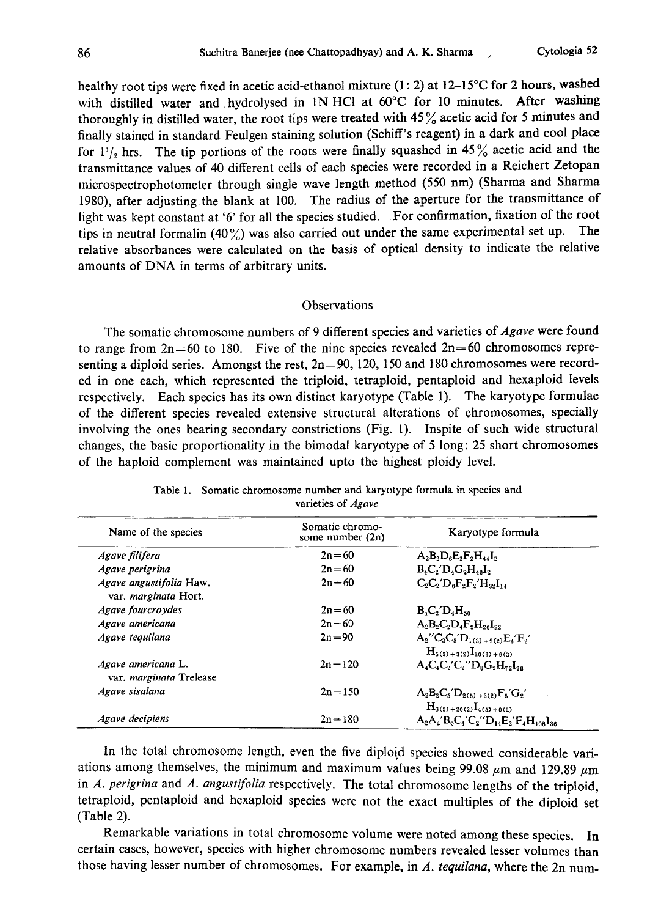healthy root tips were fixed in acetic acid-ethanol mixture (1: 2) at 12–15°C for 2 hours, washed with distilled water and hydrolysed in 1N HCl at 60°C for 10 minutes. After washing thoroughly in distilled water, the root tips were treated with 45% acetic acid for 5 minutes and finally stained in standard Feulgen staining solution (Schiff's reagent) in a dark and cool place for $1^{1}/_{2}$ hrs. The tip portions of the roots were finally squashed in 45% acetic acid and the transmittance values of 40 different cells of each species were recorded in a Reichert Zetopan microspectrophotometer through single wave length method (550 nm) (Sharma and Sharma 1980), after adjusting the blank at 100. The radius of the aperture for the transmittance of light was kept constant at '6' for all the species studied. For confirmation, fixation of the root tips in neutral formalin (40%) was also carried out under the same experimental set up. The relative absorbances were calculated on the basis of optical density to indicate the relative amounts of DNA in terms of arbitrary units.

## Observations

The somatic chromosome numbers of 9 different species and varieties of *Agave* were found to range from 2n=60 to 180. Five of the nine species revealed 2n=60 chromosomes representing a diploid series. Amongst the rest, 2n=90, 120, 150 and 180 chromosomes were recorded in one each, which represented the triploid, tetraploid, pentaploid and hexaploid levels respectively. Each species has its own distinct karyotype (Table 1). The karyotype formulae of the different species revealed extensive structural alterations of chromosomes, specially involving the ones bearing secondary constrictions (Fig. 1). Inspite of such wide structural changes, the basic proportionality in the bimodal karyotype of 5 long: 25 short chromosomes of the haploid complement was maintained upto the highest ploidy level.

Table 1. Somatic chromosome number and karyotype formula in species and varieties of *Agave*

| Name of the species | Somatic chromosome number (2n) | Karyotype formula |
|---|---|---|
| *Agave filifera* | 2n=60 | $A_2B_2D_6E_2F_2H_{44}I_2$ |
| *Agave perigrina* | 2n=60 | $B_4C_2'D_4G_2H_{46}I_2$ |
| *Agave angustifolia* Haw. var. *marginata* Hort. | 2n=60 | $C_2C_2'D_6F_2F_2'H_{32}I_{14}$ |
| *Agave fourcroydes* | 2n=60 | $B_4C_2'D_4H_{50}$ |
| *Agave americana* | 2n=60 | $A_2B_2C_2D_4F_2H_{28}I_{22}$ |
| *Agave tequilana* | 2n=90 | $A_2''C_3C_3'D_{1(3)+2(2)}E_4'F_2'H_{5(3)+3(2)}I_{10(3)+9(2)}$ |
| *Agave americana* L. var. *marginata* Trelease | 2n=120 | $A_4C_4C_2'C_2''D_8G_2H_{72}I_{26}$ |
| *Agave sisalana* | 2n=150 | $A_2B_2C_5'D_{2(5)+3(2)}F_5'G_2'H_{3(5)+20(2)}I_{4(5)+9(2)}$ |
| *Agave decipiens* | 2n=180 | $A_2A_2'B_6C_4'C_2''D_{14}E_2'F_4H_{108}I_{36}$ |

In the total chromosome length, even the five diploid species showed considerable variations among themselves, the minimum and maximum values being 99.08 μm and 129.89 μm in *A. perigrina* and *A. angustifolia* respectively. The total chromosome lengths of the triploid, tetraploid, pentaploid and hexaploid species were not the exact multiples of the diploid set (Table 2).

Remarkable variations in total chromosome volume were noted among these species. In certain cases, however, species with higher chromosome numbers revealed lesser volumes than those having lesser number of chromosomes. For example, in *A. tequilana*, where the 2n num-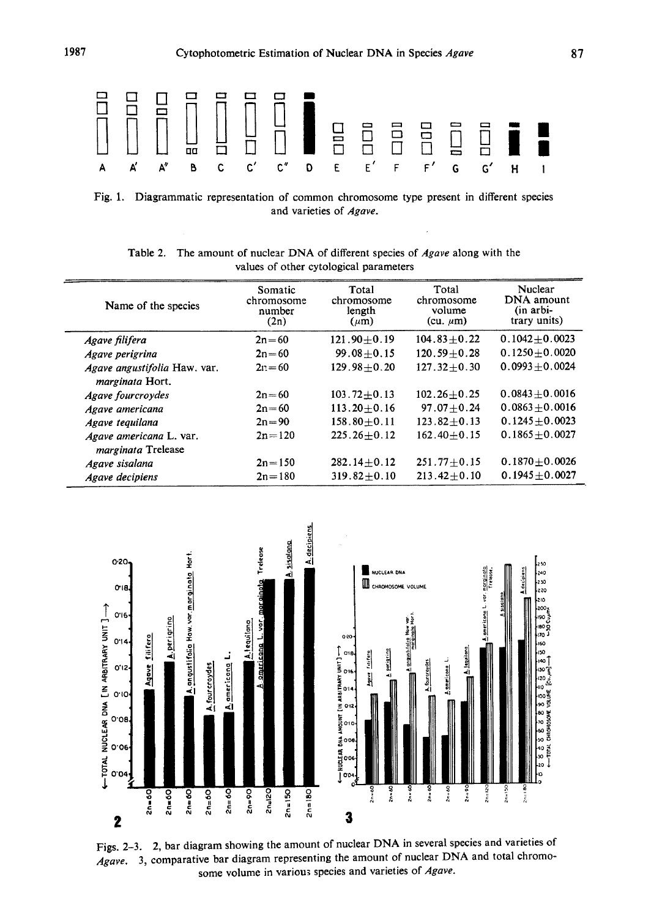Fig. 1. Diagrammatic representation of common chromosome type present in different species and varieties of *Agave*.

Table 2. The amount of nuclear DNA of different species of *Agave* along with the values of other cytological parameters

| Name of the species | Somatic chromosome number (2n) | Total chromosome length (μm) | Total chromosome volume (cu. μm) | Nuclear DNA amount (in arbitrary units) |
|---|---|---|---|---|
| *Agave filifera* | 2n=60 | 121.90±0.19 | 104.83±0.22 | 0.1042±0.0023 |
| *Agave perigrina* | 2n=60 | 99.08±0.15 | 120.59±0.28 | 0.1250±0.0020 |
| *Agave angustifolia* Haw. var. *marginata* Hort. | 2n=60 | 129.98±0.20 | 127.32±0.30 | 0.0993±0.0024 |
| *Agave fourcroydes* | 2n=60 | 103.72±0.13 | 102.26±0.25 | 0.0843±0.0016 |
| *Agave americana* | 2n=60 | 113.20±0.16 | 97.07±0.24 | 0.0863±0.0016 |
| *Agave tequilana* | 2n=90 | 158.80±0.11 | 123.82±0.13 | 0.1245±0.0023 |
| *Agave americana* L. var. *marginata* Trelease | 2n=120 | 225.26±0.12 | 162.40±0.15 | 0.1865±0.0027 |
| *Agave sisalana* | 2n=150 | 282.14±0.12 | 251.77±0.15 | 0.1870±0.0026 |
| *Agave decipiens* | 2n=180 | 319.82±0.10 | 213.42±0.10 | 0.1945±0.0027 |

Figs. 2–3. 2, bar diagram showing the amount of nuclear DNA in several species and varieties of *Agave*. 3, comparative bar diagram representing the amount of nuclear DNA and total chromosome volume in various species and varieties of *Agave*.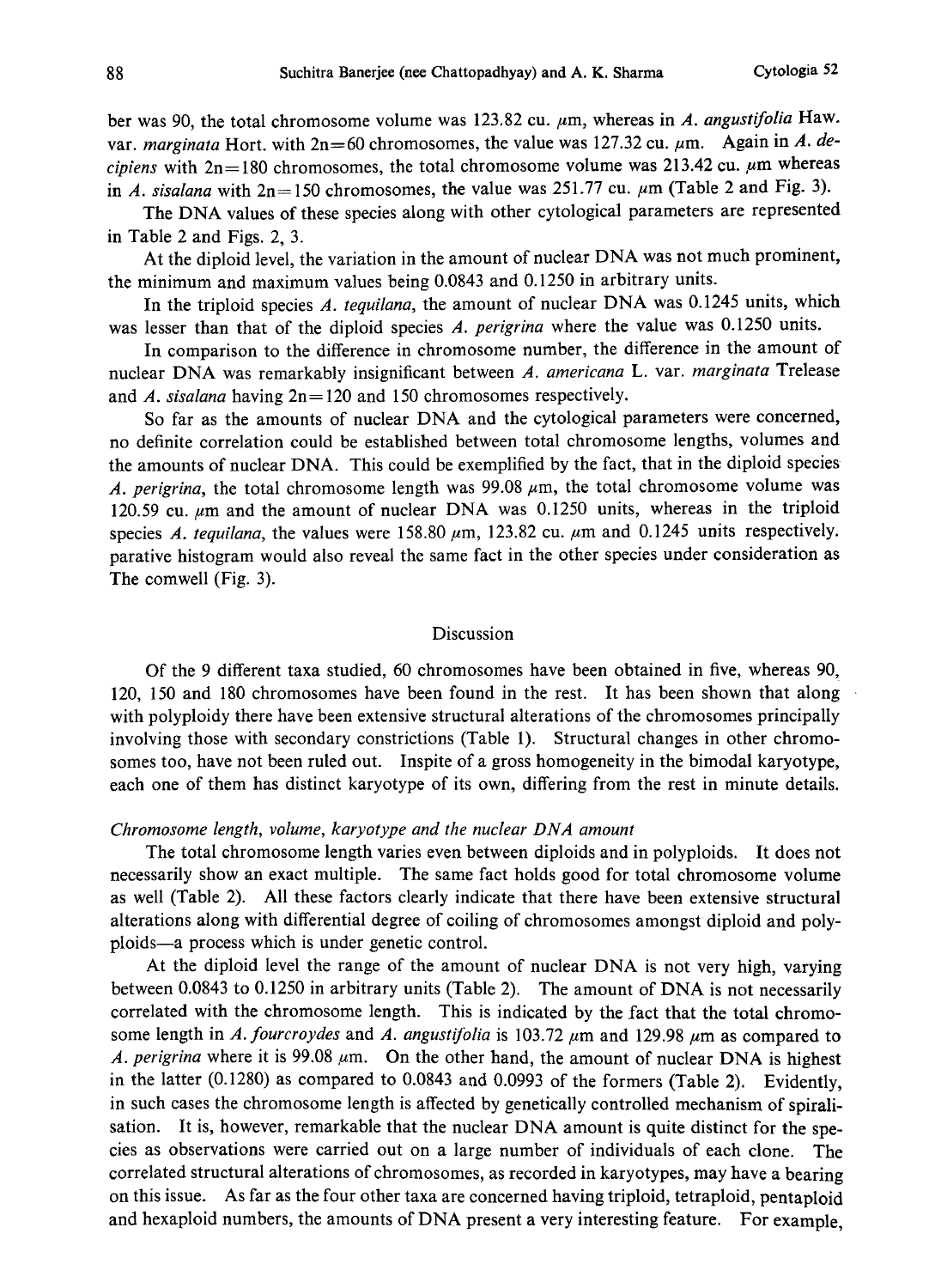ber was 90, the total chromosome volume was 123.82 cu. $\mu$m, whereas in *A. angustifolia* Haw. var. *marginata* Hort. with 2n=60 chromosomes, the value was 127.32 cu. $\mu$m. Again in *A. decipiens* with 2n=180 chromosomes, the total chromosome volume was 213.42 cu. $\mu$m whereas in *A. sisalana* with 2n=150 chromosomes, the value was 251.77 cu. $\mu$m (Table 2 and Fig. 3).

The DNA values of these species along with other cytological parameters are represented in Table 2 and Figs. 2, 3.

At the diploid level, the variation in the amount of nuclear DNA was not much prominent, the minimum and maximum values being 0.0843 and 0.1250 in arbitrary units.

In the triploid species *A. tequilana*, the amount of nuclear DNA was 0.1245 units, which was lesser than that of the diploid species *A. perigrina* where the value was 0.1250 units.

In comparison to the difference in chromosome number, the difference in the amount of nuclear DNA was remarkably insignificant between *A. americana* L. var. *marginata* Trelease and *A. sisalana* having 2n=120 and 150 chromosomes respectively.

So far as the amounts of nuclear DNA and the cytological parameters were concerned, no definite correlation could be established between total chromosome lengths, volumes and the amounts of nuclear DNA. This could be exemplified by the fact, that in the diploid species *A. perigrina*, the total chromosome length was 99.08 $\mu$m, the total chromosome volume was 120.59 cu. $\mu$m and the amount of nuclear DNA was 0.1250 units, whereas in the triploid species *A. tequilana*, the values were 158.80 $\mu$m, 123.82 cu. $\mu$m and 0.1245 units respectively. parative histogram would also reveal the same fact in the other species under consideration as The comwell (Fig. 3).

## Discussion

Of the 9 different taxa studied, 60 chromosomes have been obtained in five, whereas 90, 120, 150 and 180 chromosomes have been found in the rest. It has been shown that along with polyploidy there have been extensive structural alterations of the chromosomes principally involving those with secondary constrictions (Table 1). Structural changes in other chromosomes too, have not been ruled out. Inspite of a gross homogeneity in the bimodal karyotype, each one of them has distinct karyotype of its own, differing from the rest in minute details.

### *Chromosome length, volume, karyotype and the nuclear DNA amount*

The total chromosome length varies even between diploids and in polyploids. It does not necessarily show an exact multiple. The same fact holds good for total chromosome volume as well (Table 2). All these factors clearly indicate that there have been extensive structural alterations along with differential degree of coiling of chromosomes amongst diploid and polyploids—a process which is under genetic control.

At the diploid level the range of the amount of nuclear DNA is not very high, varying between 0.0843 to 0.1250 in arbitrary units (Table 2). The amount of DNA is not necessarily correlated with the chromosome length. This is indicated by the fact that the total chromosome length in *A. fourcroydes* and *A. angustifolia* is 103.72 $\mu$m and 129.98 $\mu$m as compared to *A. perigrina* where it is 99.08 $\mu$m. On the other hand, the amount of nuclear DNA is highest in the latter (0.1280) as compared to 0.0843 and 0.0993 of the formers (Table 2). Evidently, in such cases the chromosome length is affected by genetically controlled mechanism of spiralisation. It is, however, remarkable that the nuclear DNA amount is quite distinct for the species as observations were carried out on a large number of individuals of each clone. The correlated structural alterations of chromosomes, as recorded in karyotypes, may have a bearing on this issue. As far as the four other taxa are concerned having triploid, tetraploid, pentaploid and hexaploid numbers, the amounts of DNA present a very interesting feature. For example,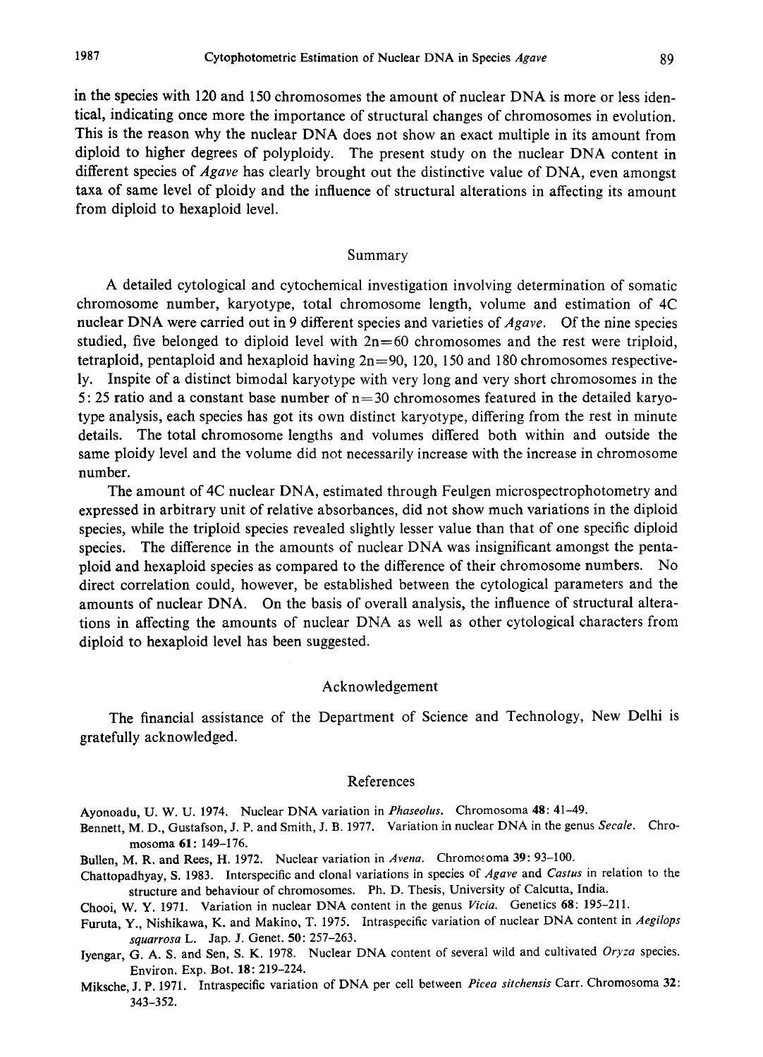in the species with 120 and 150 chromosomes the amount of nuclear DNA is more or less identical, indicating once more the importance of structural changes of chromosomes in evolution. This is the reason why the nuclear DNA does not show an exact multiple in its amount from diploid to higher degrees of polyploidy. The present study on the nuclear DNA content in different species of *Agave* has clearly brought out the distinctive value of DNA, even amongst taxa of same level of ploidy and the influence of structural alterations in affecting its amount from diploid to hexaploid level.

## Summary

A detailed cytological and cytochemical investigation involving determination of somatic chromosome number, karyotype, total chromosome length, volume and estimation of 4C nuclear DNA were carried out in 9 different species and varieties of *Agave*. Of the nine species studied, five belonged to diploid level with 2n=60 chromosomes and the rest were triploid, tetraploid, pentaploid and hexaploid having 2n=90, 120, 150 and 180 chromosomes respectively. Inspite of a distinct bimodal karyotype with very long and very short chromosomes in the 5: 25 ratio and a constant base number of n=30 chromosomes featured in the detailed karyotype analysis, each species has got its own distinct karyotype, differing from the rest in minute details. The total chromosome lengths and volumes differed both within and outside the same ploidy level and the volume did not necessarily increase with the increase in chromosome number.

The amount of 4C nuclear DNA, estimated through Feulgen microspectrophotometry and expressed in arbitrary unit of relative absorbances, did not show much variations in the diploid species, while the triploid species revealed slightly lesser value than that of one specific diploid species. The difference in the amounts of nuclear DNA was insignificant amongst the pentaploid and hexaploid species as compared to the difference of their chromosome numbers. No direct correlation could, however, be established between the cytological parameters and the amounts of nuclear DNA. On the basis of overall analysis, the influence of structural alterations in affecting the amounts of nuclear DNA as well as other cytological characters from diploid to hexaploid level has been suggested.

## Acknowledgement

The financial assistance of the Department of Science and Technology, New Delhi is gratefully acknowledged.

## References

Ayonoadu, U. W. U. 1974. Nuclear DNA variation in *Phaseolus*. Chromosoma **48**: 41–49.

Bennett, M. D., Gustafson, J. P. and Smith, J. B. 1977. Variation in nuclear DNA in the genus *Secale*. Chromosoma **61**: 149–176.

Bullen, M. R. and Rees, H. 1972. Nuclear variation in *Avena*. Chromosoma **39**: 93–100.

Chattopadhyay, S. 1983. Interspecific and clonal variations in species of *Agave* and *Castus* in relation to the structure and behaviour of chromosomes. Ph. D. Thesis, University of Calcutta, India.

Chooi, W. Y. 1971. Variation in nuclear DNA content in the genus *Vicia*. Genetics **68**: 195–211.

Furuta, Y., Nishikawa, K. and Makino, T. 1975. Intraspecific variation of nuclear DNA content in *Aegilops squarrosa* L. Jap. J. Genet. **50**: 257–263.

Iyengar, G. A. S. and Sen, S. K. 1978. Nuclear DNA content of several wild and cultivated *Oryza* species. Environ. Exp. Bot. **18**: 219–224.

Miksche, J. P. 1971. Intraspecific variation of DNA per cell between *Picea sitchensis* Carr. Chromosoma **32**: 343–352.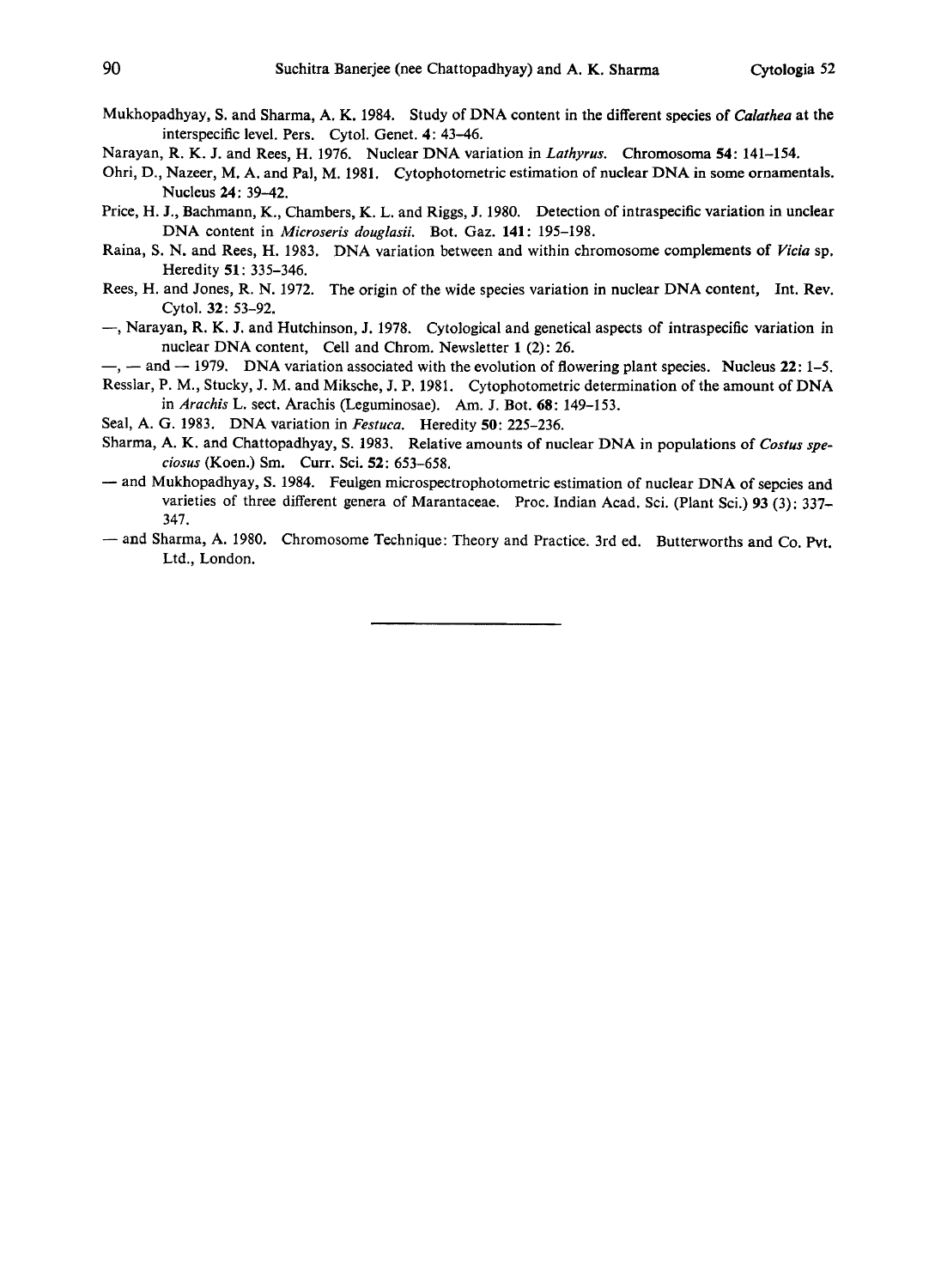Mukhopadhyay, S. and Sharma, A. K. 1984. Study of DNA content in the different species of *Calathea* at the interspecific level. Pers. Cytol. Genet. **4**: 43–46.

Narayan, R. K. J. and Rees, H. 1976. Nuclear DNA variation in *Lathyrus*. Chromosoma **54**: 141–154.

Ohri, D., Nazeer, M. A. and Pal, M. 1981. Cytophotometric estimation of nuclear DNA in some ornamentals. Nucleus **24**: 39–42.

Price, H. J., Bachmann, K., Chambers, K. L. and Riggs, J. 1980. Detection of intraspecific variation in unclear DNA content in *Microseris douglasii*. Bot. Gaz. **141**: 195–198.

Raina, S. N. and Rees, H. 1983. DNA variation between and within chromosome complements of *Vicia* sp. Heredity **51**: 335–346.

Rees, H. and Jones, R. N. 1972. The origin of the wide species variation in nuclear DNA content, Int. Rev. Cytol. **32**: 53–92.

—, Narayan, R. K. J. and Hutchinson, J. 1978. Cytological and genetical aspects of intraspecific variation in nuclear DNA content, Cell and Chrom. Newsletter **1** (2): 26.

—, — and — 1979. DNA variation associated with the evolution of flowering plant species. Nucleus **22**: 1–5.

Resslar, P. M., Stucky, J. M. and Miksche, J. P. 1981. Cytophotometric determination of the amount of DNA in *Arachis* L. sect. Arachis (Leguminosae). Am. J. Bot. **68**: 149–153.

Seal, A. G. 1983. DNA variation in *Festuca*. Heredity **50**: 225–236.

Sharma, A. K. and Chattopadhyay, S. 1983. Relative amounts of nuclear DNA in populations of *Costus speciosus* (Koen.) Sm. Curr. Sci. **52**: 653–658.

— and Mukhopadhyay, S. 1984. Feulgen microspectrophotometric estimation of nuclear DNA of sepcies and varieties of three different genera of Marantaceae. Proc. Indian Acad. Sci. (Plant Sci.) **93** (3): 337–347.

— and Sharma, A. 1980. Chromosome Technique: Theory and Practice. 3rd ed. Butterworths and Co. Pvt. Ltd., London.